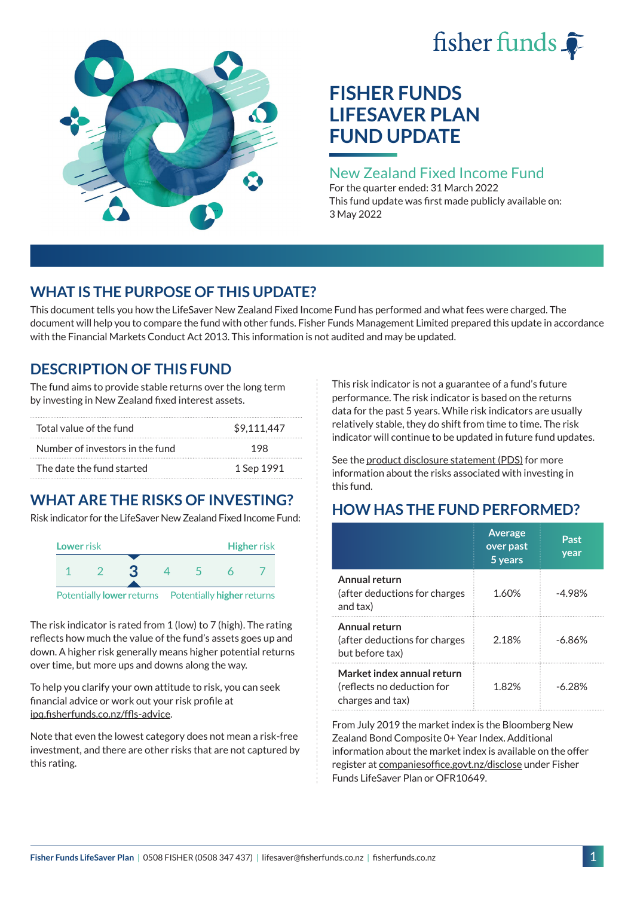fisher funds

# FISHER FUNDS LIFESAVER PLAN FUND UPDATE

## New Zealand Fixed Income Fund

For the quarter ended: 31 March 2022

This fund update was first made publicly available on: 3 May 2022

## WHAT IS THE PURPOSE OF THIS UPDATE?

This document tells you how the LifeSaver New Zealand Fixed Income Fund has performed and what fees were charged. The document will help you to compare the fund with other funds. Fisher Funds Management Limited prepared this update in accordance with the Financial Markets Conduct Act 2013. This information is not audited and may be updated.

## DESCRIPTION OF THIS FUND

The fund aims to provide stable returns over the long term by investing in New Zealand fixed interest assets.

| | |
|---|---|
| Total value of the fund | $9,111,447 |
| Number of investors in the fund | 198 |
| The date the fund started | 1 Sep 1991 |

## WHAT ARE THE RISKS OF INVESTING?

Risk indicator for the LifeSaver New Zealand Fixed Income Fund:

Lower risk — Higher risk

1 2 **3** 4 5 6 7

Potentially **lower** returns — Potentially **higher** returns

The risk indicator is rated from 1 (low) to 7 (high). The rating reflects how much the value of the fund's assets goes up and down. A higher risk generally means higher potential returns over time, but more ups and downs along the way.

To help you clarify your own attitude to risk, you can seek financial advice or work out your risk profile at ipq.fisherfunds.co.nz/ffls-advice.

Note that even the lowest category does not mean a risk-free investment, and there are other risks that are not captured by this rating.

This risk indicator is not a guarantee of a fund's future performance. The risk indicator is based on the returns data for the past 5 years. While risk indicators are usually relatively stable, they do shift from time to time. The risk indicator will continue to be updated in future fund updates.

See the product disclosure statement (PDS) for more information about the risks associated with investing in this fund.

## HOW HAS THE FUND PERFORMED?

| | Average over past 5 years | Past year |
|---|---|---|
| **Annual return** (after deductions for charges and tax) | 1.60% | -4.98% |
| **Annual return** (after deductions for charges but before tax) | 2.18% | -6.86% |
| **Market index annual return** (reflects no deduction for charges and tax) | 1.82% | -6.28% |

From July 2019 the market index is the Bloomberg New Zealand Bond Composite 0+ Year Index. Additional information about the market index is available on the offer register at companiesoffice.govt.nz/disclose under Fisher Funds LifeSaver Plan or OFR10649.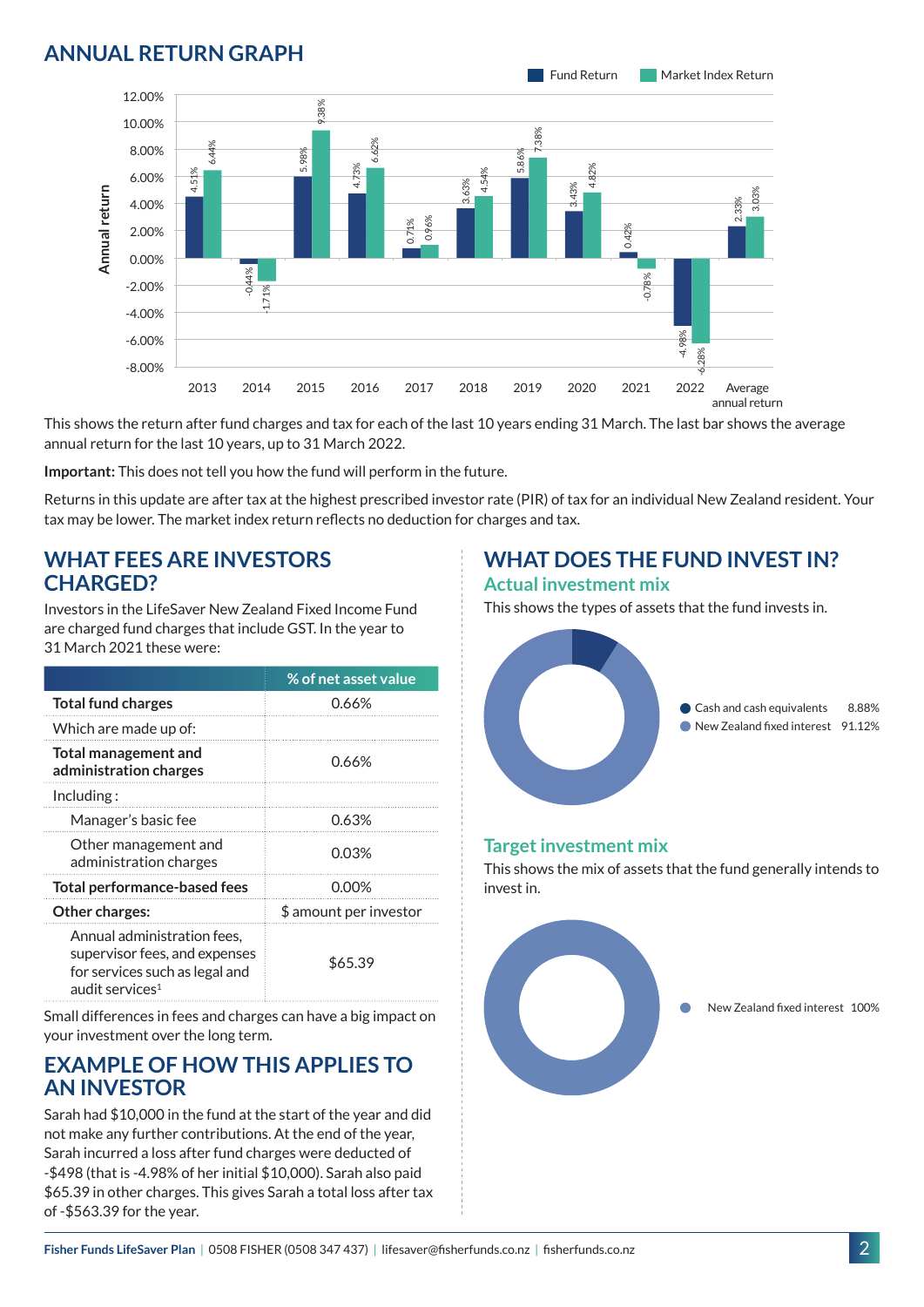## ANNUAL RETURN GRAPH

| Year | Fund Return | Market Index Return |
|---|---|---|
| 2013 | 4.51% | 6.44% |
| 2014 | -0.44% | -1.71% |
| 2015 | 5.98% | 9.38% |
| 2016 | 4.73% | 6.62% |
| 2017 | 0.71% | 0.96% |
| 2018 | 3.63% | 4.54% |
| 2019 | 5.86% | 7.38% |
| 2020 | 3.43% | 4.82% |
| 2021 | 0.42% | -0.78% |
| 2022 | -4.98% | -6.28% |
| Average annual return | 2.33% | 3.03% |

This shows the return after fund charges and tax for each of the last 10 years ending 31 March. The last bar shows the average annual return for the last 10 years, up to 31 March 2022.

**Important:** This does not tell you how the fund will perform in the future.

Returns in this update are after tax at the highest prescribed investor rate (PIR) of tax for an individual New Zealand resident. Your tax may be lower. The market index return reflects no deduction for charges and tax.

## WHAT FEES ARE INVESTORS CHARGED?

Investors in the LifeSaver New Zealand Fixed Income Fund are charged fund charges that include GST. In the year to 31 March 2021 these were:

| | % of net asset value |
|---|---|
| **Total fund charges** | 0.66% |
| Which are made up of: | |
| **Total management and administration charges** | 0.66% |
| Including : | |
| Manager's basic fee | 0.63% |
| Other management and administration charges | 0.03% |
| **Total performance-based fees** | 0.00% |
| **Other charges:** | $ amount per investor |
| Annual administration fees, supervisor fees, and expenses for services such as legal and audit services[1] | $65.39 |

Small differences in fees and charges can have a big impact on your investment over the long term.

## EXAMPLE OF HOW THIS APPLIES TO AN INVESTOR

Sarah had $10,000 in the fund at the start of the year and did not make any further contributions. At the end of the year, Sarah incurred a loss after fund charges were deducted of -$498 (that is -4.98% of her initial $10,000). Sarah also paid $65.39 in other charges. This gives Sarah a total loss after tax of -$563.39 for the year.

## WHAT DOES THE FUND INVEST IN?

### Actual investment mix

This shows the types of assets that the fund invests in.

- Cash and cash equivalents 8.88%
- New Zealand fixed interest 91.12%

### Target investment mix

This shows the mix of assets that the fund generally intends to invest in.

- New Zealand fixed interest 100%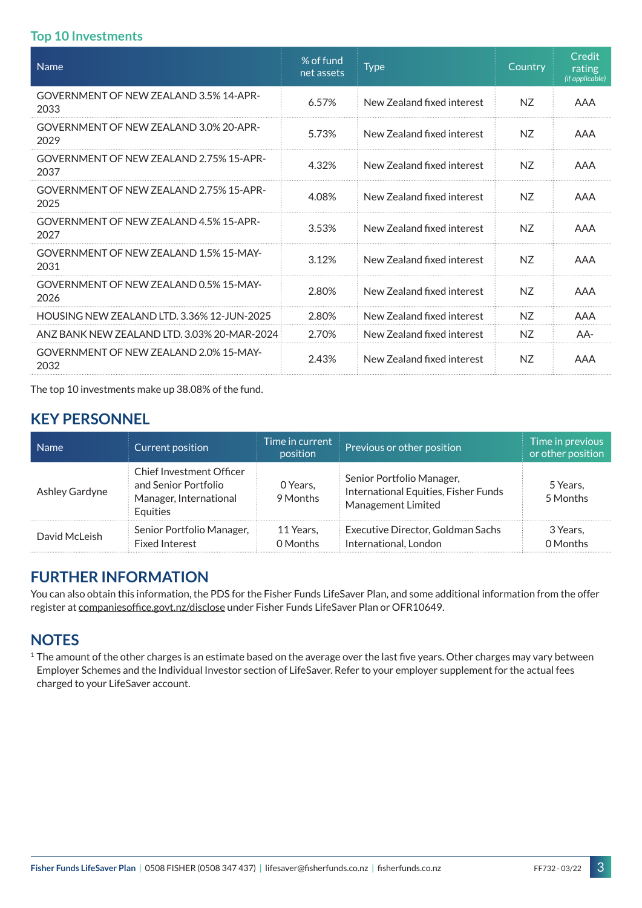## Top 10 Investments

| Name | % of fund net assets | Type | Country | Credit rating *(if applicable)* |
|---|---|---|---|---|
| GOVERNMENT OF NEW ZEALAND 3.5% 14-APR-2033 | 6.57% | New Zealand fixed interest | NZ | AAA |
| GOVERNMENT OF NEW ZEALAND 3.0% 20-APR-2029 | 5.73% | New Zealand fixed interest | NZ | AAA |
| GOVERNMENT OF NEW ZEALAND 2.75% 15-APR-2037 | 4.32% | New Zealand fixed interest | NZ | AAA |
| GOVERNMENT OF NEW ZEALAND 2.75% 15-APR-2025 | 4.08% | New Zealand fixed interest | NZ | AAA |
| GOVERNMENT OF NEW ZEALAND 4.5% 15-APR-2027 | 3.53% | New Zealand fixed interest | NZ | AAA |
| GOVERNMENT OF NEW ZEALAND 1.5% 15-MAY-2031 | 3.12% | New Zealand fixed interest | NZ | AAA |
| GOVERNMENT OF NEW ZEALAND 0.5% 15-MAY-2026 | 2.80% | New Zealand fixed interest | NZ | AAA |
| HOUSING NEW ZEALAND LTD. 3.36% 12-JUN-2025 | 2.80% | New Zealand fixed interest | NZ | AAA |
| ANZ BANK NEW ZEALAND LTD. 3.03% 20-MAR-2024 | 2.70% | New Zealand fixed interest | NZ | AA- |
| GOVERNMENT OF NEW ZEALAND 2.0% 15-MAY-2032 | 2.43% | New Zealand fixed interest | NZ | AAA |

The top 10 investments make up 38.08% of the fund.

## KEY PERSONNEL

| Name | Current position | Time in current position | Previous or other position | Time in previous or other position |
|---|---|---|---|---|
| Ashley Gardyne | Chief Investment Officer and Senior Portfolio Manager, International Equities | 0 Years, 9 Months | Senior Portfolio Manager, International Equities, Fisher Funds Management Limited | 5 Years, 5 Months |
| David McLeish | Senior Portfolio Manager, Fixed Interest | 11 Years, 0 Months | Executive Director, Goldman Sachs International, London | 3 Years, 0 Months |

## FURTHER INFORMATION

You can also obtain this information, the PDS for the Fisher Funds LifeSaver Plan, and some additional information from the offer register at companiesoffice.govt.nz/disclose under Fisher Funds LifeSaver Plan or OFR10649.

## NOTES

[1] The amount of the other charges is an estimate based on the average over the last five years. Other charges may vary between Employer Schemes and the Individual Investor section of LifeSaver. Refer to your employer supplement for the actual fees charged to your LifeSaver account.